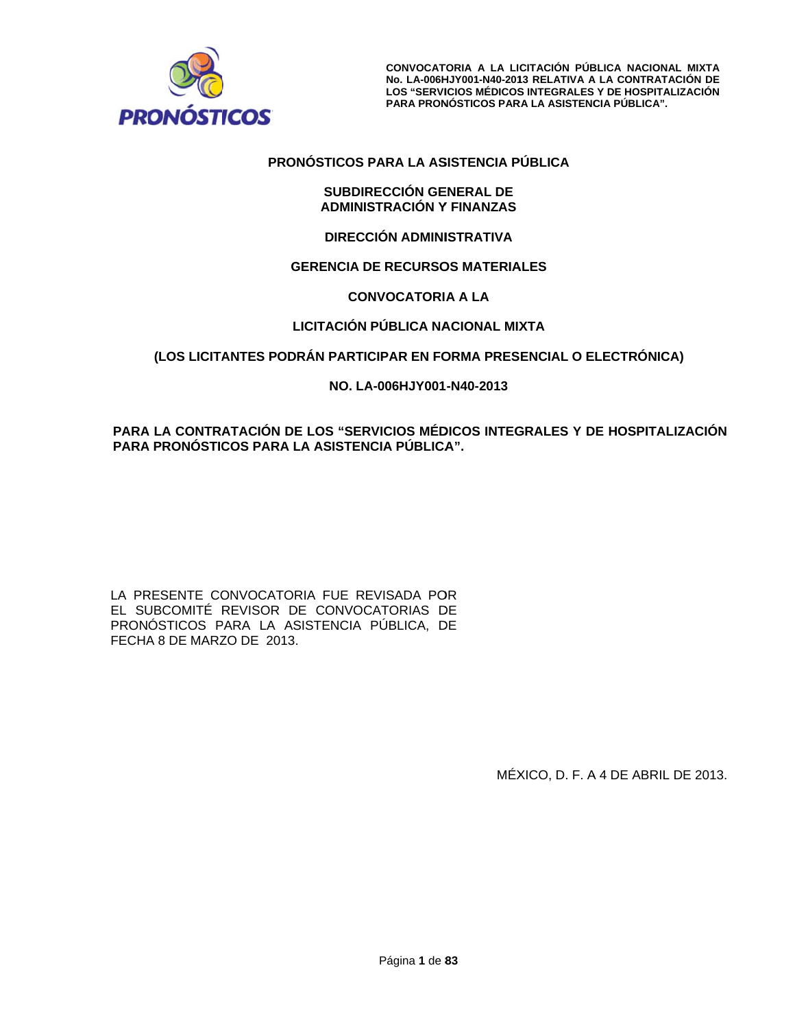**PRONÓSTICOS PARA LA ASISTENCIA PÚBLICA**

**SUBDIRECCIÓN GENERAL DE ADMINISTRACIÓN Y FINANZAS**

**DIRECCIÓN ADMINISTRATIVA**

**GERENCIA DE RECURSOS MATERIALES**

# CONVOCATORIA A LA

# LICITACIÓN PÚBLICA NACIONAL MIXTA

**(LOS LICITANTES PODRÁN PARTICIPAR EN FORMA PRESENCIAL O ELECTRÓNICA)**

**NO. LA-006HJY001-N40-2013**

**PARA LA CONTRATACIÓN DE LOS "SERVICIOS MÉDICOS INTEGRALES Y DE HOSPITALIZACIÓN PARA PRONÓSTICOS PARA LA ASISTENCIA PÚBLICA".**

LA PRESENTE CONVOCATORIA FUE REVISADA POR EL SUBCOMITÉ REVISOR DE CONVOCATORIAS DE PRONÓSTICOS PARA LA ASISTENCIA PÚBLICA, DE FECHA 8 DE MARZO DE 2013.

MÉXICO, D. F. A 4 DE ABRIL DE 2013.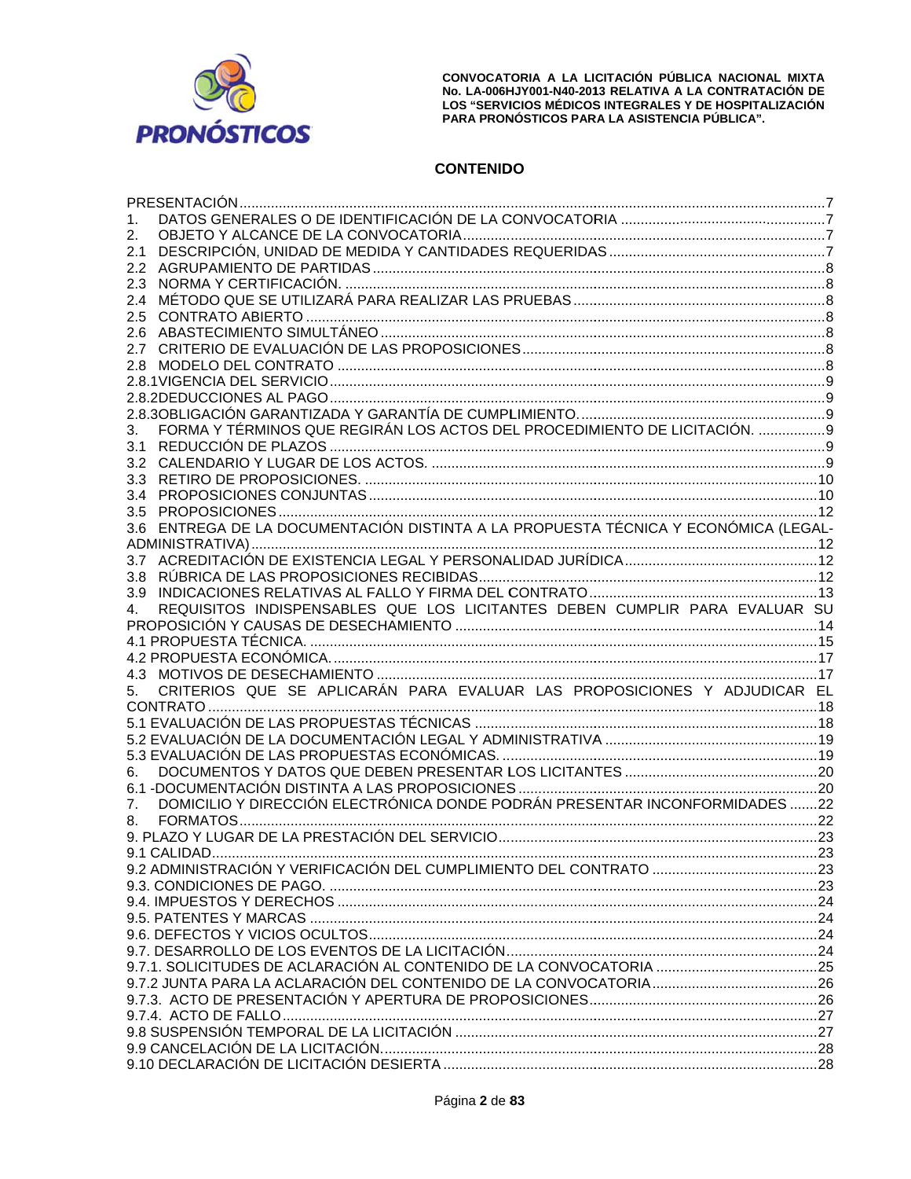## CONTENIDO

PRESENTACIÓN ....................................................................................................................7
1. DATOS GENERALES O DE IDENTIFICACIÓN DE LA CONVOCATORIA ....................................................7
2. OBJETO Y ALCANCE DE LA CONVOCATORIA ...............................................................................7
2.1 DESCRIPCIÓN, UNIDAD DE MEDIDA Y CANTIDADES REQUERIDAS ..............................................7
2.2 AGRUPAMIENTO DE PARTIDAS .................................................................................................8
2.3 NORMA Y CERTIFICACIÓN. ........................................................................................................8
2.4 MÉTODO QUE SE UTILIZARÁ PARA REALIZAR LAS PRUEBAS ......................................................8
2.5 CONTRATO ABIERTO ..................................................................................................................8
2.6 ABASTECIMIENTO SIMULTÁNEO .................................................................................................8
2.7 CRITERIO DE EVALUACIÓN DE LAS PROPOSICIONES ....................................................................8
2.8 MODELO DEL CONTRATO ...........................................................................................................8
2.8.1VIGENCIA DEL SERVICIO ............................................................................................................9
2.8.2DEDUCCIONES AL PAGO ............................................................................................................9
2.8.3OBLIGACIÓN GARANTIZADA Y GARANTÍA DE CUMPLIMIENTO. ...................................................9
3. FORMA Y TÉRMINOS QUE REGIRÁN LOS ACTOS DEL PROCEDIMIENTO DE LICITACIÓN. ...................9
3.1 REDUCCIÓN DE PLAZOS ............................................................................................................9
3.2 CALENDARIO Y LUGAR DE LOS ACTOS. ......................................................................................9
3.3 RETIRO DE PROPOSICIONES. ...................................................................................................10
3.4 PROPOSICIONES CONJUNTAS ..................................................................................................10
3.5 PROPOSICIONES .....................................................................................................................12
3.6 ENTREGA DE LA DOCUMENTACIÓN DISTINTA A LA PROPUESTA TÉCNICA Y ECONÓMICA (LEGAL-ADMINISTRATIVA) ...............................................................................................................12
3.7 ACREDITACIÓN DE EXISTENCIA LEGAL Y PERSONALIDAD JURÍDICA ..........................................12
3.8 RÚBRICA DE LAS PROPOSICIONES RECIBIDAS ..........................................................................12
3.9 INDICACIONES RELATIVAS AL FALLO Y FIRMA DEL CONTRATO .................................................13
4. REQUISITOS INDISPENSABLES QUE LOS LICITANTES DEBEN CUMPLIR PARA EVALUAR SU PROPOSICIÓN Y CAUSAS DE DESECHAMIENTO ..........................................................................14
4.1 PROPUESTA TÉCNICA. .............................................................................................................15
4.2 PROPUESTA ECONÓMICA. ........................................................................................................17
4.3 MOTIVOS DE DESECHAMIENTO ................................................................................................17
5. CRITERIOS QUE SE APLICARÁN PARA EVALUAR LAS PROPOSICIONES Y ADJUDICAR EL CONTRATO ..................................................................................................................................18
5.1 EVALUACIÓN DE LAS PROPUESTAS TÉCNICAS ..........................................................................18
5.2 EVALUACIÓN DE LA DOCUMENTACIÓN LEGAL Y ADMINISTRATIVA .............................................19
5.3 EVALUACIÓN DE LAS PROPUESTAS ECONÓMICAS. ....................................................................19
6. DOCUMENTOS Y DATOS QUE DEBEN PRESENTAR LOS LICITANTES ...........................................20
6.1 -DOCUMENTACIÓN DISTINTA A LAS PROPOSICIONES .................................................................20
7. DOMICILIO Y DIRECCIÓN ELECTRÓNICA DONDE PODRÁN PRESENTAR INCONFORMIDADES .......22
8. FORMATOS ...............................................................................................................................22
9. PLAZO Y LUGAR DE LA PRESTACIÓN DEL SERVICIO ....................................................................23
9.1 CALIDAD ...................................................................................................................................23
9.2 ADMINISTRACIÓN Y VERIFICACIÓN DEL CUMPLIMIENTO DEL CONTRATO ....................................23
9.3. CONDICIONES DE PAGO. ..........................................................................................................23
9.4. IMPUESTOS Y DERECHOS .........................................................................................................24
9.5. PATENTES Y MARCAS ...............................................................................................................24
9.6. DEFECTOS Y VICIOS OCULTOS ..................................................................................................24
9.7. DESARROLLO DE LOS EVENTOS DE LA LICITACIÓN .....................................................................24
9.7.1. SOLICITUDES DE ACLARACIÓN AL CONTENIDO DE LA CONVOCATORIA ....................................25
9.7.2 JUNTA PARA LA ACLARACIÓN DEL CONTENIDO DE LA CONVOCATORIA .....................................26
9.7.3. ACTO DE PRESENTACIÓN Y APERTURA DE PROPOSICIONES ....................................................26
9.7.4. ACTO DE FALLO ......................................................................................................................27
9.8 SUSPENSIÓN TEMPORAL DE LA LICITACIÓN ...............................................................................27
9.9 CANCELACIÓN DE LA LICITACIÓN. .............................................................................................28
9.10 DECLARACIÓN DE LICITACIÓN DESIERTA ..................................................................................28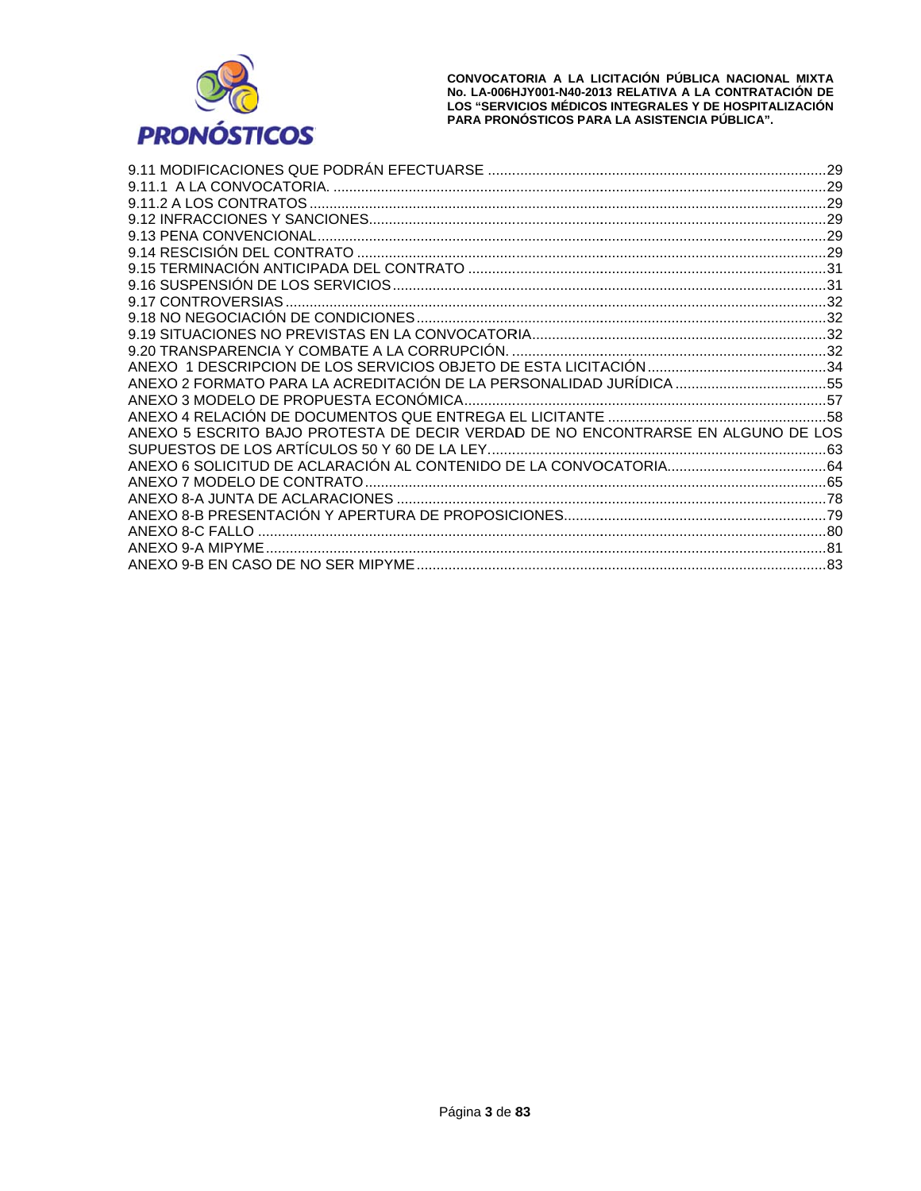9.11 MODIFICACIONES QUE PODRÁN EFECTUARSE .....29
9.11.1 A LA CONVOCATORIA. .....29
9.11.2 A LOS CONTRATOS .....29
9.12 INFRACCIONES Y SANCIONES.....29
9.13 PENA CONVENCIONAL.....29
9.14 RESCISIÓN DEL CONTRATO .....29
9.15 TERMINACIÓN ANTICIPADA DEL CONTRATO .....31
9.16 SUSPENSIÓN DE LOS SERVICIOS.....31
9.17 CONTROVERSIAS.....32
9.18 NO NEGOCIACIÓN DE CONDICIONES.....32
9.19 SITUACIONES NO PREVISTAS EN LA CONVOCATORIA.....32
9.20 TRANSPARENCIA Y COMBATE A LA CORRUPCIÓN. .....32
ANEXO 1 DESCRIPCION DE LOS SERVICIOS OBJETO DE ESTA LICITACIÓN.....34
ANEXO 2 FORMATO PARA LA ACREDITACIÓN DE LA PERSONALIDAD JURÍDICA .....55
ANEXO 3 MODELO DE PROPUESTA ECONÓMICA.....57
ANEXO 4 RELACIÓN DE DOCUMENTOS QUE ENTREGA EL LICITANTE .....58
ANEXO 5 ESCRITO BAJO PROTESTA DE DECIR VERDAD DE NO ENCONTRARSE EN ALGUNO DE LOS SUPUESTOS DE LOS ARTÍCULOS 50 Y 60 DE LA LEY.....63
ANEXO 6 SOLICITUD DE ACLARACIÓN AL CONTENIDO DE LA CONVOCATORIA.....64
ANEXO 7 MODELO DE CONTRATO.....65
ANEXO 8-A JUNTA DE ACLARACIONES .....78
ANEXO 8-B PRESENTACIÓN Y APERTURA DE PROPOSICIONES.....79
ANEXO 8-C FALLO .....80
ANEXO 9-A MIPYME.....81
ANEXO 9-B EN CASO DE NO SER MIPYME.....83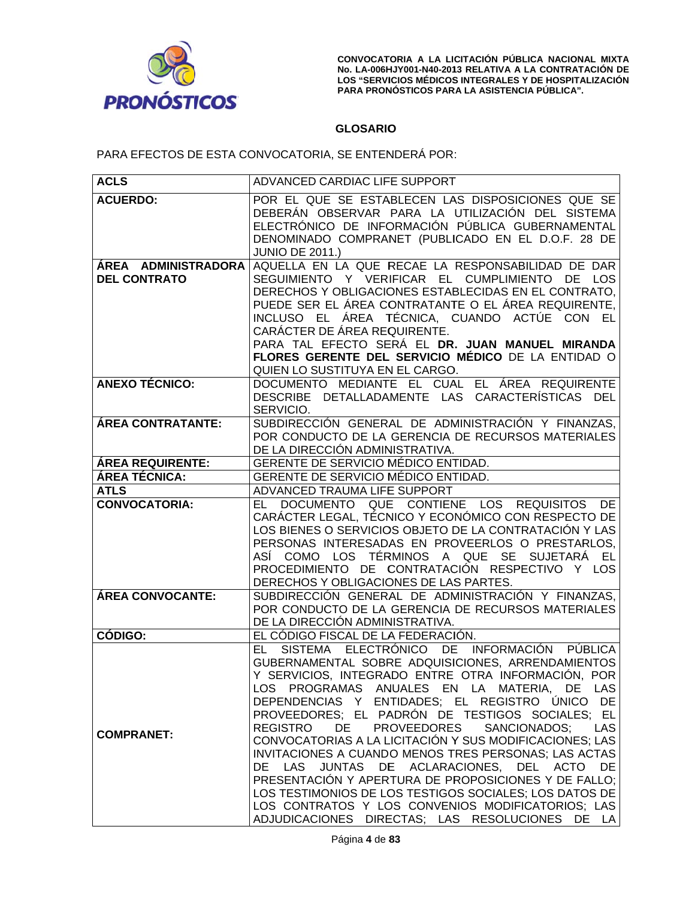## GLOSARIO

PARA EFECTOS DE ESTA CONVOCATORIA, SE ENTENDERÁ POR:

| | |
|---|---|
| **ACLS** | ADVANCED CARDIAC LIFE SUPPORT |
| **ACUERDO:** | POR EL QUE SE ESTABLECEN LAS DISPOSICIONES QUE SE DEBERÁN OBSERVAR PARA LA UTILIZACIÓN DEL SISTEMA ELECTRÓNICO DE INFORMACIÓN PÚBLICA GUBERNAMENTAL DENOMINADO COMPRANET (PUBLICADO EN EL D.O.F. 28 DE JUNIO DE 2011.) |
| **ÁREA ADMINISTRADORA DEL CONTRATO** | AQUELLA EN LA QUE RECAE LA RESPONSABILIDAD DE DAR SEGUIMIENTO Y VERIFICAR EL CUMPLIMIENTO DE LOS DERECHOS Y OBLIGACIONES ESTABLECIDAS EN EL CONTRATO, PUEDE SER EL ÁREA CONTRATANTE O EL ÁREA REQUIRENTE, INCLUSO EL ÁREA TÉCNICA, CUANDO ACTÚE CON EL CARÁCTER DE ÁREA REQUIRENTE.<br>PARA TAL EFECTO SERÁ EL **DR. JUAN MANUEL MIRANDA FLORES GERENTE DEL SERVICIO MÉDICO** DE LA ENTIDAD O QUIEN LO SUSTITUYA EN EL CARGO. |
| **ANEXO TÉCNICO:** | DOCUMENTO MEDIANTE EL CUAL EL ÁREA REQUIRENTE DESCRIBE DETALLADAMENTE LAS CARACTERÍSTICAS DEL SERVICIO. |
| **ÁREA CONTRATANTE:** | SUBDIRECCIÓN GENERAL DE ADMINISTRACIÓN Y FINANZAS, POR CONDUCTO DE LA GERENCIA DE RECURSOS MATERIALES DE LA DIRECCIÓN ADMINISTRATIVA. |
| **ÁREA REQUIRENTE:** | GERENTE DE SERVICIO MÉDICO ENTIDAD. |
| **ÁREA TÉCNICA:** | GERENTE DE SERVICIO MÉDICO ENTIDAD. |
| **ATLS** | ADVANCED TRAUMA LIFE SUPPORT |
| **CONVOCATORIA:** | EL DOCUMENTO QUE CONTIENE LOS REQUISITOS DE CARÁCTER LEGAL, TÉCNICO Y ECONÓMICO CON RESPECTO DE LOS BIENES O SERVICIOS OBJETO DE LA CONTRATACIÓN Y LAS PERSONAS INTERESADAS EN PROVEERLOS O PRESTARLOS, ASÍ COMO LOS TÉRMINOS A QUE SE SUJETARÁ EL PROCEDIMIENTO DE CONTRATACIÓN RESPECTIVO Y LOS DERECHOS Y OBLIGACIONES DE LAS PARTES. |
| **ÁREA CONVOCANTE:** | SUBDIRECCIÓN GENERAL DE ADMINISTRACIÓN Y FINANZAS, POR CONDUCTO DE LA GERENCIA DE RECURSOS MATERIALES DE LA DIRECCIÓN ADMINISTRATIVA. |
| **CÓDIGO:** | EL CÓDIGO FISCAL DE LA FEDERACIÓN. |
| **COMPRANET:** | EL SISTEMA ELECTRÓNICO DE INFORMACIÓN PÚBLICA GUBERNAMENTAL SOBRE ADQUISICIONES, ARRENDAMIENTOS Y SERVICIOS, INTEGRADO ENTRE OTRA INFORMACIÓN, POR LOS PROGRAMAS ANUALES EN LA MATERIA, DE LAS DEPENDENCIAS Y ENTIDADES; EL REGISTRO ÚNICO DE PROVEEDORES; EL PADRÓN DE TESTIGOS SOCIALES; EL REGISTRO DE PROVEEDORES SANCIONADOS; LAS CONVOCATORIAS A LA LICITACIÓN Y SUS MODIFICACIONES; LAS INVITACIONES A CUANDO MENOS TRES PERSONAS; LAS ACTAS DE LAS JUNTAS DE ACLARACIONES, DEL ACTO DE PRESENTACIÓN Y APERTURA DE PROPOSICIONES Y DE FALLO; LOS TESTIMONIOS DE LOS TESTIGOS SOCIALES; LOS DATOS DE LOS CONTRATOS Y LOS CONVENIOS MODIFICATORIOS; LAS ADJUDICACIONES DIRECTAS; LAS RESOLUCIONES DE LA |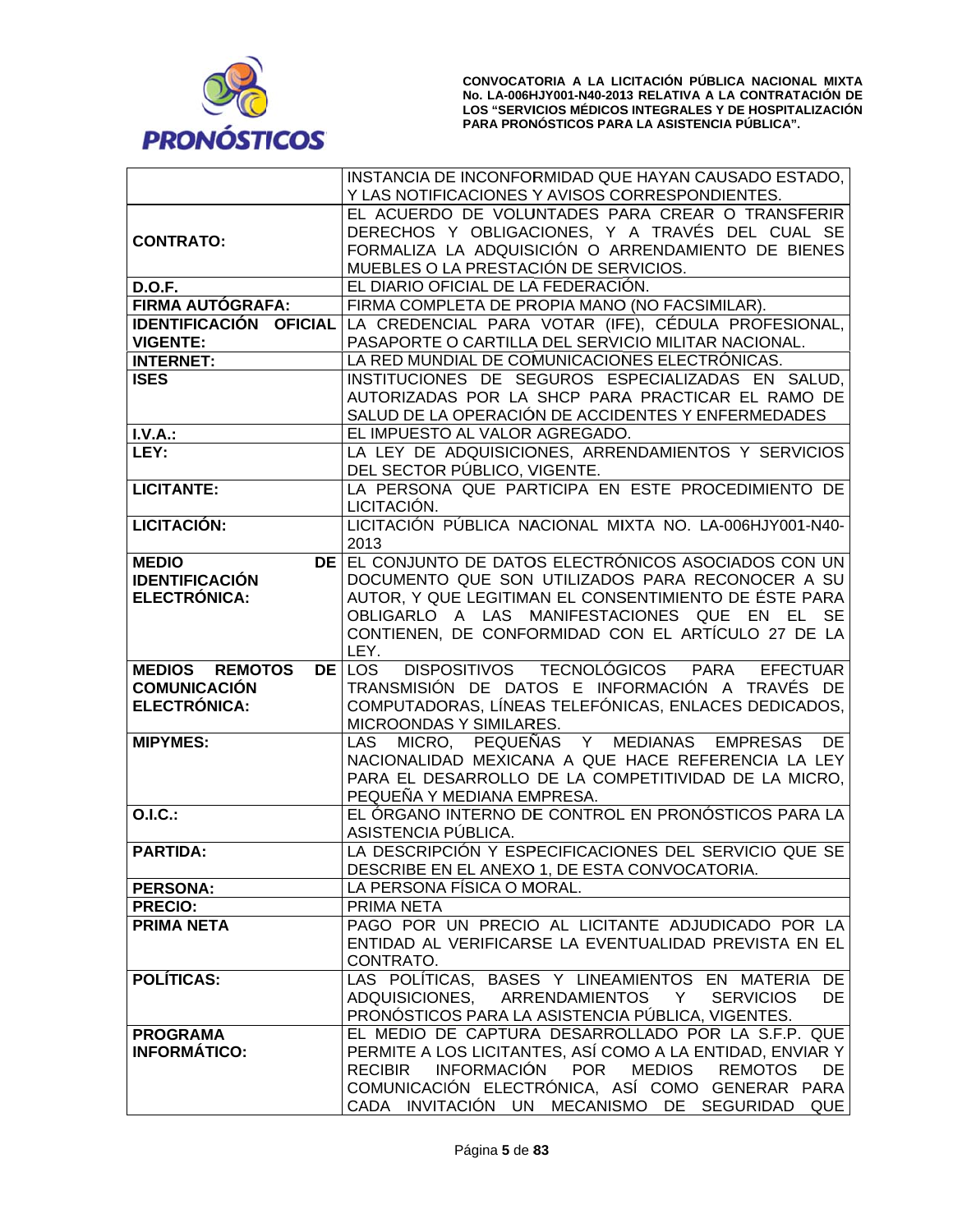| | |
|---|---|
| | INSTANCIA DE INCONFORMIDAD QUE HAYAN CAUSADO ESTADO, Y LAS NOTIFICACIONES Y AVISOS CORRESPONDIENTES. |
| **CONTRATO:** | EL ACUERDO DE VOLUNTADES PARA CREAR O TRANSFERIR DERECHOS Y OBLIGACIONES, Y A TRAVÉS DEL CUAL SE FORMALIZA LA ADQUISICIÓN O ARRENDAMIENTO DE BIENES MUEBLES O LA PRESTACIÓN DE SERVICIOS. |
| **D.O.F.** | EL DIARIO OFICIAL DE LA FEDERACIÓN. |
| **FIRMA AUTÓGRAFA:** | FIRMA COMPLETA DE PROPIA MANO (NO FACSIMILAR). |
| **IDENTIFICACIÓN OFICIAL VIGENTE:** | LA CREDENCIAL PARA VOTAR (IFE), CÉDULA PROFESIONAL, PASAPORTE O CARTILLA DEL SERVICIO MILITAR NACIONAL. |
| **INTERNET:** | LA RED MUNDIAL DE COMUNICACIONES ELECTRÓNICAS. |
| **ISES** | INSTITUCIONES DE SEGUROS ESPECIALIZADAS EN SALUD, AUTORIZADAS POR LA SHCP PARA PRACTICAR EL RAMO DE SALUD DE LA OPERACIÓN DE ACCIDENTES Y ENFERMEDADES |
| **I.V.A.:** | EL IMPUESTO AL VALOR AGREGADO. |
| **LEY:** | LA LEY DE ADQUISICIONES, ARRENDAMIENTOS Y SERVICIOS DEL SECTOR PÚBLICO, VIGENTE. |
| **LICITANTE:** | LA PERSONA QUE PARTICIPA EN ESTE PROCEDIMIENTO DE LICITACIÓN. |
| **LICITACIÓN:** | LICITACIÓN PÚBLICA NACIONAL MIXTA NO. LA-006HJY001-N40-2013 |
| **MEDIO DE IDENTIFICACIÓN ELECTRÓNICA:** | EL CONJUNTO DE DATOS ELECTRÓNICOS ASOCIADOS CON UN DOCUMENTO QUE SON UTILIZADOS PARA RECONOCER A SU AUTOR, Y QUE LEGITIMAN EL CONSENTIMIENTO DE ÉSTE PARA OBLIGARLO A LAS MANIFESTACIONES QUE EN EL SE CONTIENEN, DE CONFORMIDAD CON EL ARTÍCULO 27 DE LA LEY. |
| **MEDIOS REMOTOS DE COMUNICACIÓN ELECTRÓNICA:** | LOS DISPOSITIVOS TECNOLÓGICOS PARA EFECTUAR TRANSMISIÓN DE DATOS E INFORMACIÓN A TRAVÉS DE COMPUTADORAS, LÍNEAS TELEFÓNICAS, ENLACES DEDICADOS, MICROONDAS Y SIMILARES. |
| **MIPYMES:** | LAS MICRO, PEQUEÑAS Y MEDIANAS EMPRESAS DE NACIONALIDAD MEXICANA A QUE HACE REFERENCIA LA LEY PARA EL DESARROLLO DE LA COMPETITIVIDAD DE LA MICRO, PEQUEÑA Y MEDIANA EMPRESA. |
| **O.I.C.:** | EL ÓRGANO INTERNO DE CONTROL EN PRONÓSTICOS PARA LA ASISTENCIA PÚBLICA. |
| **PARTIDA:** | LA DESCRIPCIÓN Y ESPECIFICACIONES DEL SERVICIO QUE SE DESCRIBE EN EL ANEXO 1, DE ESTA CONVOCATORIA. |
| **PERSONA:** | LA PERSONA FÍSICA O MORAL. |
| **PRECIO:** | PRIMA NETA |
| **PRIMA NETA** | PAGO POR UN PRECIO AL LICITANTE ADJUDICADO POR LA ENTIDAD AL VERIFICARSE LA EVENTUALIDAD PREVISTA EN EL CONTRATO. |
| **POLÍTICAS:** | LAS POLÍTICAS, BASES Y LINEAMIENTOS EN MATERIA DE ADQUISICIONES, ARRENDAMIENTOS Y SERVICIOS DE PRONÓSTICOS PARA LA ASISTENCIA PÚBLICA, VIGENTES. |
| **PROGRAMA INFORMÁTICO:** | EL MEDIO DE CAPTURA DESARROLLADO POR LA S.F.P. QUE PERMITE A LOS LICITANTES, ASÍ COMO A LA ENTIDAD, ENVIAR Y RECIBIR INFORMACIÓN POR MEDIOS REMOTOS DE COMUNICACIÓN ELECTRÓNICA, ASÍ COMO GENERAR PARA CADA INVITACIÓN UN MECANISMO DE SEGURIDAD QUE |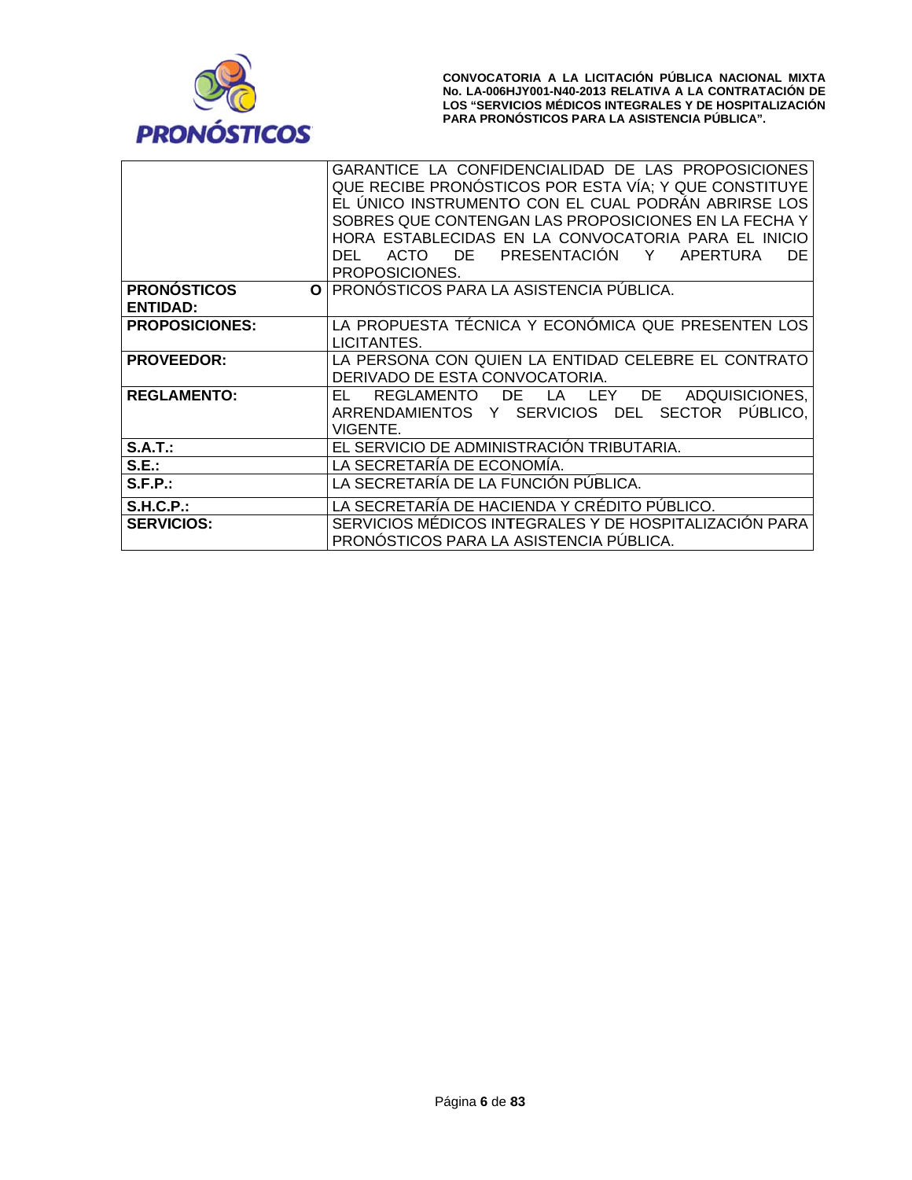| | |
|---|---|
| | GARANTICE LA CONFIDENCIALIDAD DE LAS PROPOSICIONES QUE RECIBE PRONÓSTICOS POR ESTA VÍA; Y QUE CONSTITUYE EL ÚNICO INSTRUMENTO CON EL CUAL PODRÁN ABRIRSE LOS SOBRES QUE CONTENGAN LAS PROPOSICIONES EN LA FECHA Y HORA ESTABLECIDAS EN LA CONVOCATORIA PARA EL INICIO DEL ACTO DE PRESENTACIÓN Y APERTURA DE PROPOSICIONES. |
| **PRONÓSTICOS O ENTIDAD:** | PRONÓSTICOS PARA LA ASISTENCIA PÚBLICA. |
| **PROPOSICIONES:** | LA PROPUESTA TÉCNICA Y ECONÓMICA QUE PRESENTEN LOS LICITANTES. |
| **PROVEEDOR:** | LA PERSONA CON QUIEN LA ENTIDAD CELEBRE EL CONTRATO DERIVADO DE ESTA CONVOCATORIA. |
| **REGLAMENTO:** | EL REGLAMENTO DE LA LEY DE ADQUISICIONES, ARRENDAMIENTOS Y SERVICIOS DEL SECTOR PÚBLICO, VIGENTE. |
| **S.A.T.:** | EL SERVICIO DE ADMINISTRACIÓN TRIBUTARIA. |
| **S.E.:** | LA SECRETARÍA DE ECONOMÍA. |
| **S.F.P.:** | LA SECRETARÍA DE LA FUNCIÓN PÚBLICA. |
| **S.H.C.P.:** | LA SECRETARÍA DE HACIENDA Y CRÉDITO PÚBLICO. |
| **SERVICIOS:** | SERVICIOS MÉDICOS INTEGRALES Y DE HOSPITALIZACIÓN PARA PRONÓSTICOS PARA LA ASISTENCIA PÚBLICA. |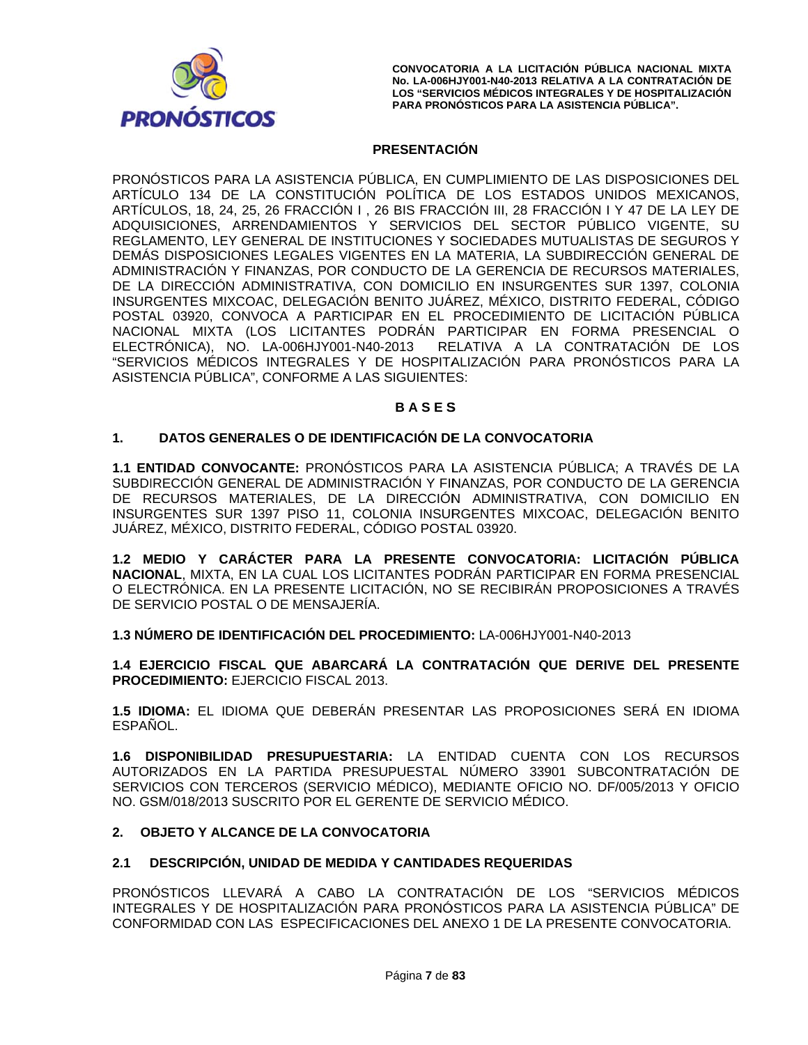## PRESENTACIÓN

PRONÓSTICOS PARA LA ASISTENCIA PÚBLICA, EN CUMPLIMIENTO DE LAS DISPOSICIONES DEL ARTÍCULO 134 DE LA CONSTITUCIÓN POLÍTICA DE LOS ESTADOS UNIDOS MEXICANOS, ARTÍCULOS, 18, 24, 25, 26 FRACCIÓN I , 26 BIS FRACCIÓN III, 28 FRACCIÓN I Y 47 DE LA LEY DE ADQUISICIONES, ARRENDAMIENTOS Y SERVICIOS DEL SECTOR PÚBLICO VIGENTE, SU REGLAMENTO, LEY GENERAL DE INSTITUCIONES Y SOCIEDADES MUTUALISTAS DE SEGUROS Y DEMÁS DISPOSICIONES LEGALES VIGENTES EN LA MATERIA, LA SUBDIRECCIÓN GENERAL DE ADMINISTRACIÓN Y FINANZAS, POR CONDUCTO DE LA GERENCIA DE RECURSOS MATERIALES, DE LA DIRECCIÓN ADMINISTRATIVA, CON DOMICILIO EN INSURGENTES SUR 1397, COLONIA INSURGENTES MIXCOAC, DELEGACIÓN BENITO JUÁREZ, MÉXICO, DISTRITO FEDERAL, CÓDIGO POSTAL 03920, CONVOCA A PARTICIPAR EN EL PROCEDIMIENTO DE LICITACIÓN PÚBLICA NACIONAL MIXTA (LOS LICITANTES PODRÁN PARTICIPAR EN FORMA PRESENCIAL O ELECTRÓNICA), NO. LA-006HJY001-N40-2013 RELATIVA A LA CONTRATACIÓN DE LOS "SERVICIOS MÉDICOS INTEGRALES Y DE HOSPITALIZACIÓN PARA PRONÓSTICOS PARA LA ASISTENCIA PÚBLICA", CONFORME A LAS SIGUIENTES:

## B A S E S

## 1. DATOS GENERALES O DE IDENTIFICACIÓN DE LA CONVOCATORIA

**1.1 ENTIDAD CONVOCANTE:** PRONÓSTICOS PARA LA ASISTENCIA PÚBLICA; A TRAVÉS DE LA SUBDIRECCIÓN GENERAL DE ADMINISTRACIÓN Y FINANZAS, POR CONDUCTO DE LA GERENCIA DE RECURSOS MATERIALES, DE LA DIRECCIÓN ADMINISTRATIVA, CON DOMICILIO EN INSURGENTES SUR 1397 PISO 11, COLONIA INSURGENTES MIXCOAC, DELEGACIÓN BENITO JUÁREZ, MÉXICO, DISTRITO FEDERAL, CÓDIGO POSTAL 03920.

**1.2 MEDIO Y CARÁCTER PARA LA PRESENTE CONVOCATORIA: LICITACIÓN PÚBLICA NACIONAL**, MIXTA, EN LA CUAL LOS LICITANTES PODRÁN PARTICIPAR EN FORMA PRESENCIAL O ELECTRÓNICA. EN LA PRESENTE LICITACIÓN, NO SE RECIBIRÁN PROPOSICIONES A TRAVÉS DE SERVICIO POSTAL O DE MENSAJERÍA.

**1.3 NÚMERO DE IDENTIFICACIÓN DEL PROCEDIMIENTO:** LA-006HJY001-N40-2013

**1.4 EJERCICIO FISCAL QUE ABARCARÁ LA CONTRATACIÓN QUE DERIVE DEL PRESENTE PROCEDIMIENTO:** EJERCICIO FISCAL 2013.

**1.5 IDIOMA:** EL IDIOMA QUE DEBERÁN PRESENTAR LAS PROPOSICIONES SERÁ EN IDIOMA ESPAÑOL.

**1.6 DISPONIBILIDAD PRESUPUESTARIA:** LA ENTIDAD CUENTA CON LOS RECURSOS AUTORIZADOS EN LA PARTIDA PRESUPUESTAL NÚMERO 33901 SUBCONTRATACIÓN DE SERVICIOS CON TERCEROS (SERVICIO MÉDICO), MEDIANTE OFICIO NO. DF/005/2013 Y OFICIO NO. GSM/018/2013 SUSCRITO POR EL GERENTE DE SERVICIO MÉDICO.

## 2. OBJETO Y ALCANCE DE LA CONVOCATORIA

### 2.1 DESCRIPCIÓN, UNIDAD DE MEDIDA Y CANTIDADES REQUERIDAS

PRONÓSTICOS LLEVARÁ A CABO LA CONTRATACIÓN DE LOS "SERVICIOS MÉDICOS INTEGRALES Y DE HOSPITALIZACIÓN PARA PRONÓSTICOS PARA LA ASISTENCIA PÚBLICA" DE CONFORMIDAD CON LAS ESPECIFICACIONES DEL ANEXO 1 DE LA PRESENTE CONVOCATORIA.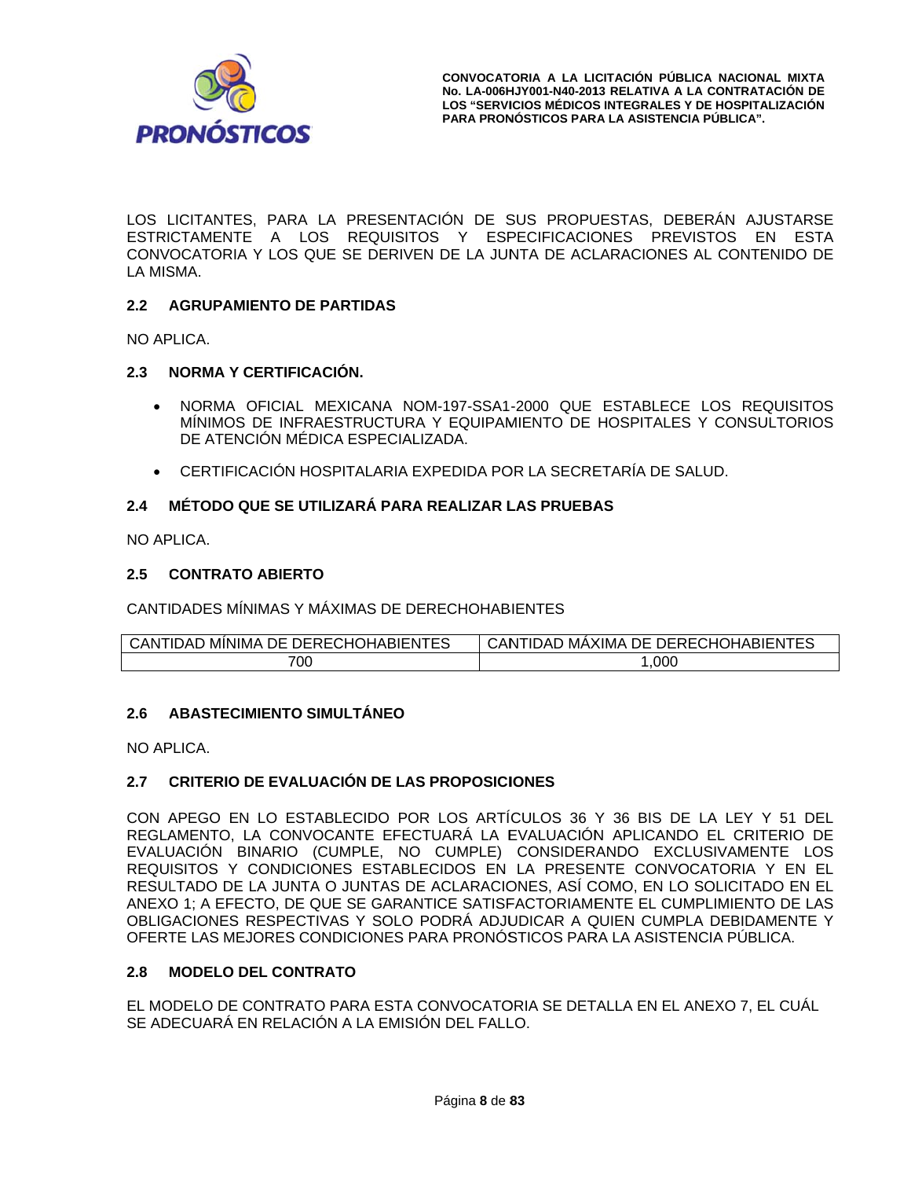LOS LICITANTES, PARA LA PRESENTACIÓN DE SUS PROPUESTAS, DEBERÁN AJUSTARSE ESTRICTAMENTE A LOS REQUISITOS Y ESPECIFICACIONES PREVISTOS EN ESTA CONVOCATORIA Y LOS QUE SE DERIVEN DE LA JUNTA DE ACLARACIONES AL CONTENIDO DE LA MISMA.

## 2.2 AGRUPAMIENTO DE PARTIDAS

NO APLICA.

## 2.3 NORMA Y CERTIFICACIÓN.

- NORMA OFICIAL MEXICANA NOM-197-SSA1-2000 QUE ESTABLECE LOS REQUISITOS MÍNIMOS DE INFRAESTRUCTURA Y EQUIPAMIENTO DE HOSPITALES Y CONSULTORIOS DE ATENCIÓN MÉDICA ESPECIALIZADA.

- CERTIFICACIÓN HOSPITALARIA EXPEDIDA POR LA SECRETARÍA DE SALUD.

## 2.4 MÉTODO QUE SE UTILIZARÁ PARA REALIZAR LAS PRUEBAS

NO APLICA.

## 2.5 CONTRATO ABIERTO

CANTIDADES MÍNIMAS Y MÁXIMAS DE DERECHOHABIENTES

| CANTIDAD MÍNIMA DE DERECHOHABIENTES | CANTIDAD MÁXIMA DE DERECHOHABIENTES |
| --- | --- |
| 700 | 1,000 |

## 2.6 ABASTECIMIENTO SIMULTÁNEO

NO APLICA.

## 2.7 CRITERIO DE EVALUACIÓN DE LAS PROPOSICIONES

CON APEGO EN LO ESTABLECIDO POR LOS ARTÍCULOS 36 Y 36 BIS DE LA LEY Y 51 DEL REGLAMENTO, LA CONVOCANTE EFECTUARÁ LA EVALUACIÓN APLICANDO EL CRITERIO DE EVALUACIÓN BINARIO (CUMPLE, NO CUMPLE) CONSIDERANDO EXCLUSIVAMENTE LOS REQUISITOS Y CONDICIONES ESTABLECIDOS EN LA PRESENTE CONVOCATORIA Y EN EL RESULTADO DE LA JUNTA O JUNTAS DE ACLARACIONES, ASÍ COMO, EN LO SOLICITADO EN EL ANEXO 1; A EFECTO, DE QUE SE GARANTICE SATISFACTORIAMENTE EL CUMPLIMIENTO DE LAS OBLIGACIONES RESPECTIVAS Y SOLO PODRÁ ADJUDICAR A QUIEN CUMPLA DEBIDAMENTE Y OFERTE LAS MEJORES CONDICIONES PARA PRONÓSTICOS PARA LA ASISTENCIA PÚBLICA.

## 2.8 MODELO DEL CONTRATO

EL MODELO DE CONTRATO PARA ESTA CONVOCATORIA SE DETALLA EN EL ANEXO 7, EL CUÁL SE ADECUARÁ EN RELACIÓN A LA EMISIÓN DEL FALLO.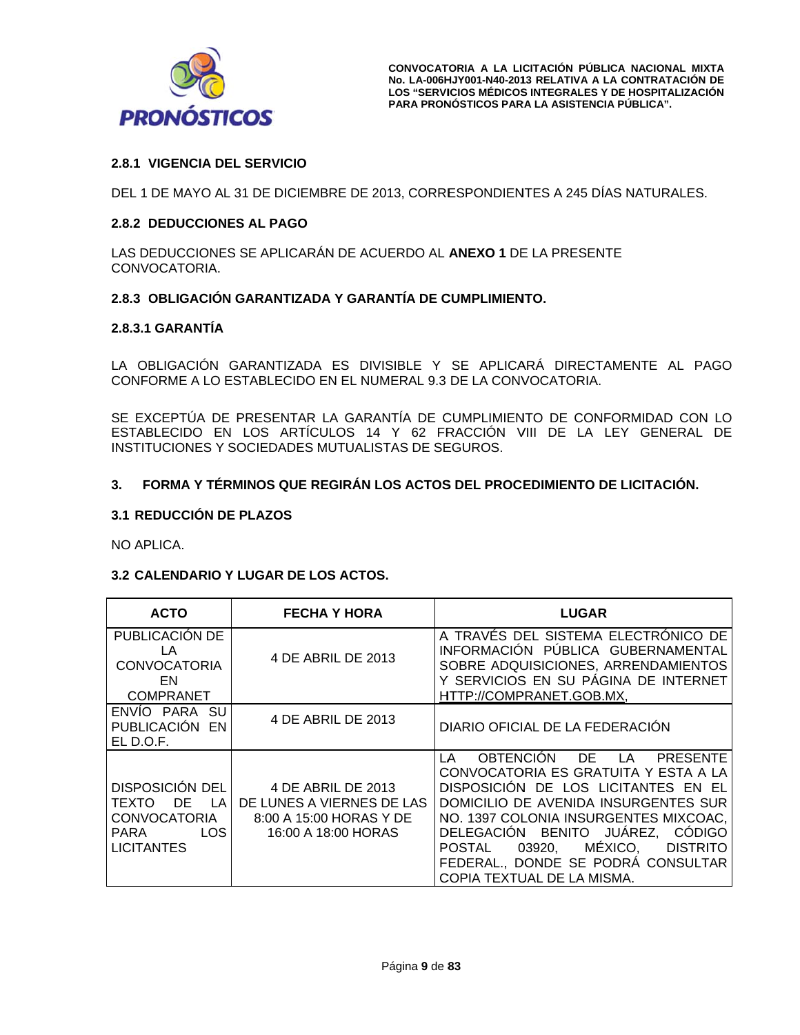#### 2.8.1 VIGENCIA DEL SERVICIO

DEL 1 DE MAYO AL 31 DE DICIEMBRE DE 2013, CORRESPONDIENTES A 245 DÍAS NATURALES.

#### 2.8.2 DEDUCCIONES AL PAGO

LAS DEDUCCIONES SE APLICARÁN DE ACUERDO AL **ANEXO 1** DE LA PRESENTE CONVOCATORIA.

#### 2.8.3 OBLIGACIÓN GARANTIZADA Y GARANTÍA DE CUMPLIMIENTO.

#### 2.8.3.1 GARANTÍA

LA OBLIGACIÓN GARANTIZADA ES DIVISIBLE Y SE APLICARÁ DIRECTAMENTE AL PAGO CONFORME A LO ESTABLECIDO EN EL NUMERAL 9.3 DE LA CONVOCATORIA.

SE EXCEPTÚA DE PRESENTAR LA GARANTÍA DE CUMPLIMIENTO DE CONFORMIDAD CON LO ESTABLECIDO EN LOS ARTÍCULOS 14 Y 62 FRACCIÓN VIII DE LA LEY GENERAL DE INSTITUCIONES Y SOCIEDADES MUTUALISTAS DE SEGUROS.

## 3. FORMA Y TÉRMINOS QUE REGIRÁN LOS ACTOS DEL PROCEDIMIENTO DE LICITACIÓN.

### 3.1 REDUCCIÓN DE PLAZOS

NO APLICA.

### 3.2 CALENDARIO Y LUGAR DE LOS ACTOS.

| ACTO | FECHA Y HORA | LUGAR |
|---|---|---|
| PUBLICACIÓN DE LA CONVOCATORIA EN COMPRANET | 4 DE ABRIL DE 2013 | A TRAVÉS DEL SISTEMA ELECTRÓNICO DE INFORMACIÓN PÚBLICA GUBERNAMENTAL SOBRE ADQUISICIONES, ARRENDAMIENTOS Y SERVICIOS EN SU PÁGINA DE INTERNET HTTP://COMPRANET.GOB.MX, |
| ENVÍO PARA SU PUBLICACIÓN EN EL D.O.F. | 4 DE ABRIL DE 2013 | DIARIO OFICIAL DE LA FEDERACIÓN |
| DISPOSICIÓN DEL TEXTO DE LA CONVOCATORIA PARA LOS LICITANTES | 4 DE ABRIL DE 2013 DE LUNES A VIERNES DE LAS 8:00 A 15:00 HORAS Y DE 16:00 A 18:00 HORAS | LA OBTENCIÓN DE LA PRESENTE CONVOCATORIA ES GRATUITA Y ESTA A LA DISPOSICIÓN DE LOS LICITANTES EN EL DOMICILIO DE AVENIDA INSURGENTES SUR NO. 1397 COLONIA INSURGENTES MIXCOAC, DELEGACIÓN BENITO JUÁREZ, CÓDIGO POSTAL 03920, MÉXICO, DISTRITO FEDERAL., DONDE SE PODRÁ CONSULTAR COPIA TEXTUAL DE LA MISMA. |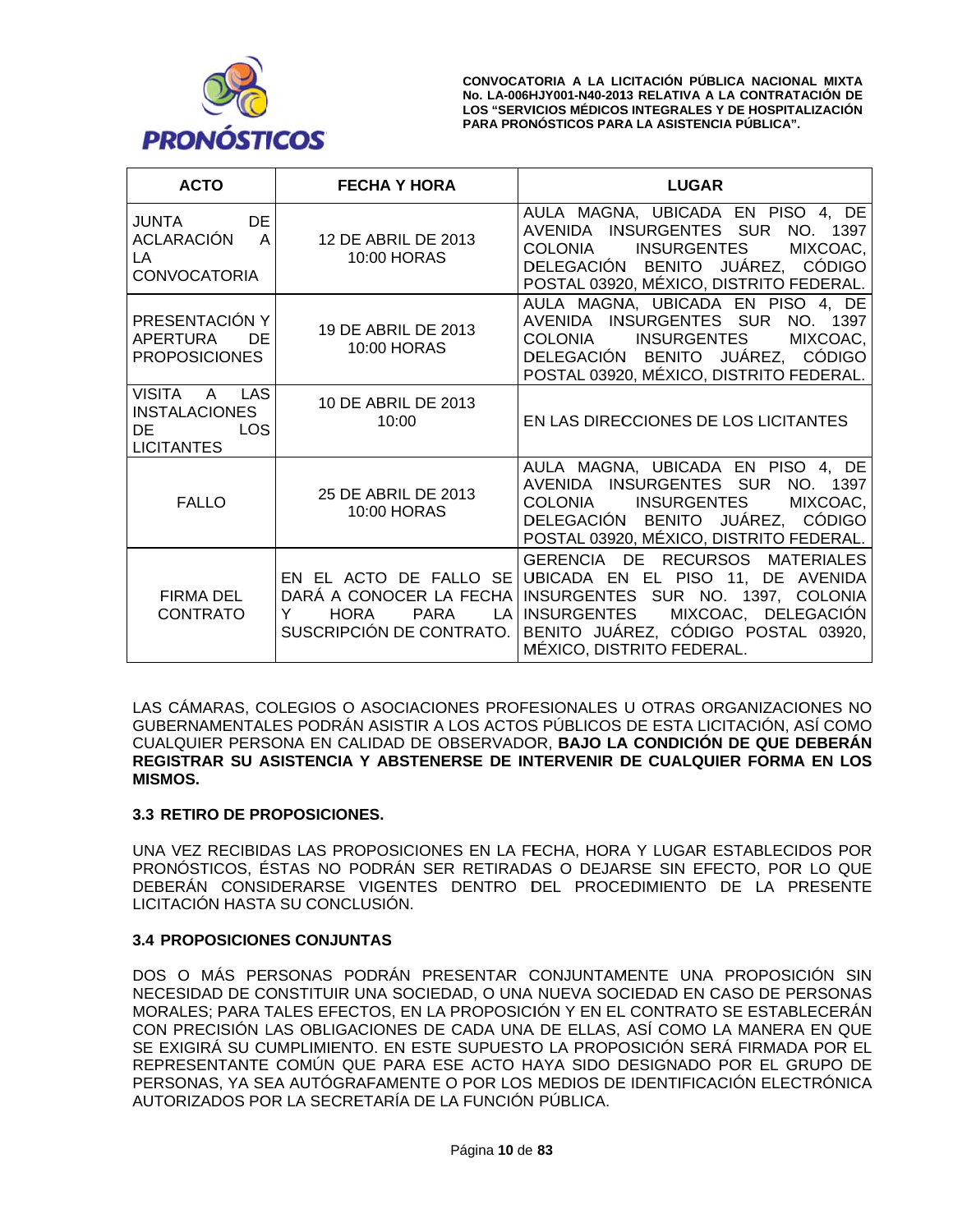| ACTO | FECHA Y HORA | LUGAR |
|---|---|---|
| JUNTA DE ACLARACIÓN A LA CONVOCATORIA | 12 DE ABRIL DE 2013 10:00 HORAS | AULA MAGNA, UBICADA EN PISO 4, DE AVENIDA INSURGENTES SUR NO. 1397 COLONIA INSURGENTES MIXCOAC, DELEGACIÓN BENITO JUÁREZ, CÓDIGO POSTAL 03920, MÉXICO, DISTRITO FEDERAL. |
| PRESENTACIÓN Y APERTURA DE PROPOSICIONES | 19 DE ABRIL DE 2013 10:00 HORAS | AULA MAGNA, UBICADA EN PISO 4, DE AVENIDA INSURGENTES SUR NO. 1397 COLONIA INSURGENTES MIXCOAC, DELEGACIÓN BENITO JUÁREZ, CÓDIGO POSTAL 03920, MÉXICO, DISTRITO FEDERAL. |
| VISITA A LAS INSTALACIONES DE LOS LICITANTES | 10 DE ABRIL DE 2013 10:00 | EN LAS DIRECCIONES DE LOS LICITANTES |
| FALLO | 25 DE ABRIL DE 2013 10:00 HORAS | AULA MAGNA, UBICADA EN PISO 4, DE AVENIDA INSURGENTES SUR NO. 1397 COLONIA INSURGENTES MIXCOAC, DELEGACIÓN BENITO JUÁREZ, CÓDIGO POSTAL 03920, MÉXICO, DISTRITO FEDERAL. |
| FIRMA DEL CONTRATO | EN EL ACTO DE FALLO SE DARÁ A CONOCER LA FECHA Y HORA PARA LA SUSCRIPCIÓN DE CONTRATO. | GERENCIA DE RECURSOS MATERIALES UBICADA EN EL PISO 11, DE AVENIDA INSURGENTES SUR NO. 1397, COLONIA INSURGENTES MIXCOAC, DELEGACIÓN BENITO JUÁREZ, CÓDIGO POSTAL 03920, MÉXICO, DISTRITO FEDERAL. |

LAS CÁMARAS, COLEGIOS O ASOCIACIONES PROFESIONALES U OTRAS ORGANIZACIONES NO GUBERNAMENTALES PODRÁN ASISTIR A LOS ACTOS PÚBLICOS DE ESTA LICITACIÓN, ASÍ COMO CUALQUIER PERSONA EN CALIDAD DE OBSERVADOR, **BAJO LA CONDICIÓN DE QUE DEBERÁN REGISTRAR SU ASISTENCIA Y ABSTENERSE DE INTERVENIR DE CUALQUIER FORMA EN LOS MISMOS.**

### 3.3 RETIRO DE PROPOSICIONES.

UNA VEZ RECIBIDAS LAS PROPOSICIONES EN LA FECHA, HORA Y LUGAR ESTABLECIDOS POR PRONÓSTICOS, ÉSTAS NO PODRÁN SER RETIRADAS O DEJARSE SIN EFECTO, POR LO QUE DEBERÁN CONSIDERARSE VIGENTES DENTRO DEL PROCEDIMIENTO DE LA PRESENTE LICITACIÓN HASTA SU CONCLUSIÓN.

### 3.4 PROPOSICIONES CONJUNTAS

DOS O MÁS PERSONAS PODRÁN PRESENTAR CONJUNTAMENTE UNA PROPOSICIÓN SIN NECESIDAD DE CONSTITUIR UNA SOCIEDAD, O UNA NUEVA SOCIEDAD EN CASO DE PERSONAS MORALES; PARA TALES EFECTOS, EN LA PROPOSICIÓN Y EN EL CONTRATO SE ESTABLECERÁN CON PRECISIÓN LAS OBLIGACIONES DE CADA UNA DE ELLAS, ASÍ COMO LA MANERA EN QUE SE EXIGIRÁ SU CUMPLIMIENTO. EN ESTE SUPUESTO LA PROPOSICIÓN SERÁ FIRMADA POR EL REPRESENTANTE COMÚN QUE PARA ESE ACTO HAYA SIDO DESIGNADO POR EL GRUPO DE PERSONAS, YA SEA AUTÓGRAFAMENTE O POR LOS MEDIOS DE IDENTIFICACIÓN ELECTRÓNICA AUTORIZADOS POR LA SECRETARÍA DE LA FUNCIÓN PÚBLICA.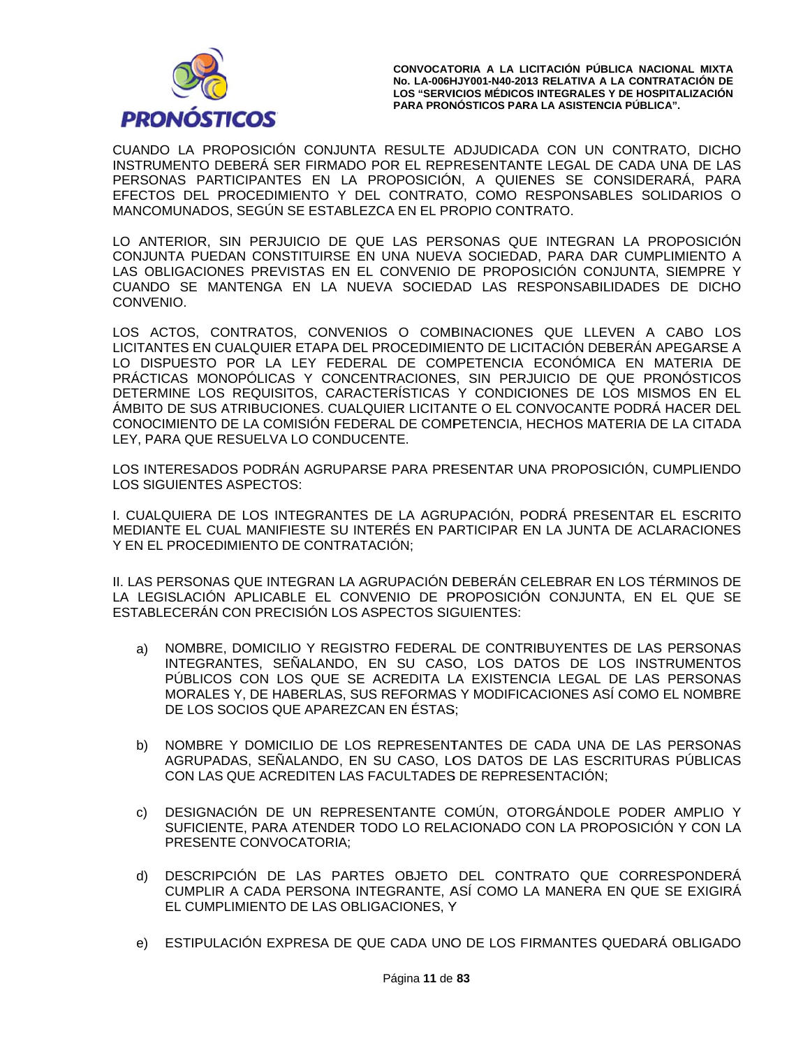CUANDO LA PROPOSICIÓN CONJUNTA RESULTE ADJUDICADA CON UN CONTRATO, DICHO INSTRUMENTO DEBERÁ SER FIRMADO POR EL REPRESENTANTE LEGAL DE CADA UNA DE LAS PERSONAS PARTICIPANTES EN LA PROPOSICIÓN, A QUIENES SE CONSIDERARÁ, PARA EFECTOS DEL PROCEDIMIENTO Y DEL CONTRATO, COMO RESPONSABLES SOLIDARIOS O MANCOMUNADOS, SEGÚN SE ESTABLEZCA EN EL PROPIO CONTRATO.

LO ANTERIOR, SIN PERJUICIO DE QUE LAS PERSONAS QUE INTEGRAN LA PROPOSICIÓN CONJUNTA PUEDAN CONSTITUIRSE EN UNA NUEVA SOCIEDAD, PARA DAR CUMPLIMIENTO A LAS OBLIGACIONES PREVISTAS EN EL CONVENIO DE PROPOSICIÓN CONJUNTA, SIEMPRE Y CUANDO SE MANTENGA EN LA NUEVA SOCIEDAD LAS RESPONSABILIDADES DE DICHO CONVENIO.

LOS ACTOS, CONTRATOS, CONVENIOS O COMBINACIONES QUE LLEVEN A CABO LOS LICITANTES EN CUALQUIER ETAPA DEL PROCEDIMIENTO DE LICITACIÓN DEBERÁN APEGARSE A LO DISPUESTO POR LA LEY FEDERAL DE COMPETENCIA ECONÓMICA EN MATERIA DE PRÁCTICAS MONOPÓLICAS Y CONCENTRACIONES, SIN PERJUICIO DE QUE PRONÓSTICOS DETERMINE LOS REQUISITOS, CARACTERÍSTICAS Y CONDICIONES DE LOS MISMOS EN EL ÁMBITO DE SUS ATRIBUCIONES. CUALQUIER LICITANTE O EL CONVOCANTE PODRÁ HACER DEL CONOCIMIENTO DE LA COMISIÓN FEDERAL DE COMPETENCIA, HECHOS MATERIA DE LA CITADA LEY, PARA QUE RESUELVA LO CONDUCENTE.

LOS INTERESADOS PODRÁN AGRUPARSE PARA PRESENTAR UNA PROPOSICIÓN, CUMPLIENDO LOS SIGUIENTES ASPECTOS:

I. CUALQUIERA DE LOS INTEGRANTES DE LA AGRUPACIÓN, PODRÁ PRESENTAR EL ESCRITO MEDIANTE EL CUAL MANIFIESTE SU INTERÉS EN PARTICIPAR EN LA JUNTA DE ACLARACIONES Y EN EL PROCEDIMIENTO DE CONTRATACIÓN;

II. LAS PERSONAS QUE INTEGRAN LA AGRUPACIÓN DEBERÁN CELEBRAR EN LOS TÉRMINOS DE LA LEGISLACIÓN APLICABLE EL CONVENIO DE PROPOSICIÓN CONJUNTA, EN EL QUE SE ESTABLECERÁN CON PRECISIÓN LOS ASPECTOS SIGUIENTES:

a) NOMBRE, DOMICILIO Y REGISTRO FEDERAL DE CONTRIBUYENTES DE LAS PERSONAS INTEGRANTES, SEÑALANDO, EN SU CASO, LOS DATOS DE LOS INSTRUMENTOS PÚBLICOS CON LOS QUE SE ACREDITA LA EXISTENCIA LEGAL DE LAS PERSONAS MORALES Y, DE HABERLAS, SUS REFORMAS Y MODIFICACIONES ASÍ COMO EL NOMBRE DE LOS SOCIOS QUE APAREZCAN EN ÉSTAS;

b) NOMBRE Y DOMICILIO DE LOS REPRESENTANTES DE CADA UNA DE LAS PERSONAS AGRUPADAS, SEÑALANDO, EN SU CASO, LOS DATOS DE LAS ESCRITURAS PÚBLICAS CON LAS QUE ACREDITEN LAS FACULTADES DE REPRESENTACIÓN;

c) DESIGNACIÓN DE UN REPRESENTANTE COMÚN, OTORGÁNDOLE PODER AMPLIO Y SUFICIENTE, PARA ATENDER TODO LO RELACIONADO CON LA PROPOSICIÓN Y CON LA PRESENTE CONVOCATORIA;

d) DESCRIPCIÓN DE LAS PARTES OBJETO DEL CONTRATO QUE CORRESPONDERÁ CUMPLIR A CADA PERSONA INTEGRANTE, ASÍ COMO LA MANERA EN QUE SE EXIGIRÁ EL CUMPLIMIENTO DE LAS OBLIGACIONES, Y

e) ESTIPULACIÓN EXPRESA DE QUE CADA UNO DE LOS FIRMANTES QUEDARÁ OBLIGADO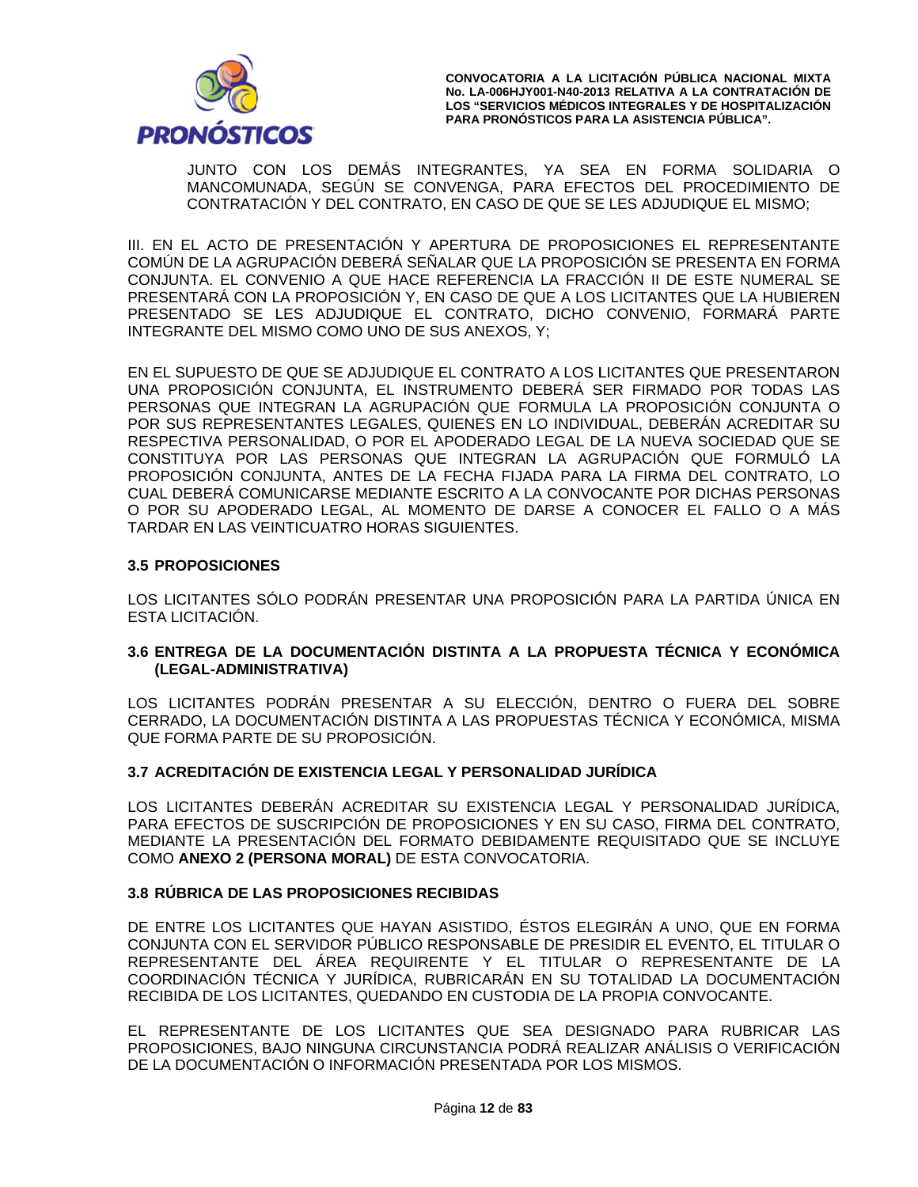JUNTO CON LOS DEMÁS INTEGRANTES, YA SEA EN FORMA SOLIDARIA O MANCOMUNADA, SEGÚN SE CONVENGA, PARA EFECTOS DEL PROCEDIMIENTO DE CONTRATACIÓN Y DEL CONTRATO, EN CASO DE QUE SE LES ADJUDIQUE EL MISMO;

III. EN EL ACTO DE PRESENTACIÓN Y APERTURA DE PROPOSICIONES EL REPRESENTANTE COMÚN DE LA AGRUPACIÓN DEBERÁ SEÑALAR QUE LA PROPOSICIÓN SE PRESENTA EN FORMA CONJUNTA. EL CONVENIO A QUE HACE REFERENCIA LA FRACCIÓN II DE ESTE NUMERAL SE PRESENTARÁ CON LA PROPOSICIÓN Y, EN CASO DE QUE A LOS LICITANTES QUE LA HUBIEREN PRESENTADO SE LES ADJUDIQUE EL CONTRATO, DICHO CONVENIO, FORMARÁ PARTE INTEGRANTE DEL MISMO COMO UNO DE SUS ANEXOS, Y;

EN EL SUPUESTO DE QUE SE ADJUDIQUE EL CONTRATO A LOS LICITANTES QUE PRESENTARON UNA PROPOSICIÓN CONJUNTA, EL INSTRUMENTO DEBERÁ SER FIRMADO POR TODAS LAS PERSONAS QUE INTEGRAN LA AGRUPACIÓN QUE FORMULA LA PROPOSICIÓN CONJUNTA O POR SUS REPRESENTANTES LEGALES, QUIENES EN LO INDIVIDUAL, DEBERÁN ACREDITAR SU RESPECTIVA PERSONALIDAD, O POR EL APODERADO LEGAL DE LA NUEVA SOCIEDAD QUE SE CONSTITUYA POR LAS PERSONAS QUE INTEGRAN LA AGRUPACIÓN QUE FORMULÓ LA PROPOSICIÓN CONJUNTA, ANTES DE LA FECHA FIJADA PARA LA FIRMA DEL CONTRATO, LO CUAL DEBERÁ COMUNICARSE MEDIANTE ESCRITO A LA CONVOCANTE POR DICHAS PERSONAS O POR SU APODERADO LEGAL, AL MOMENTO DE DARSE A CONOCER EL FALLO O A MÁS TARDAR EN LAS VEINTICUATRO HORAS SIGUIENTES.

### 3.5 PROPOSICIONES

LOS LICITANTES SÓLO PODRÁN PRESENTAR UNA PROPOSICIÓN PARA LA PARTIDA ÚNICA EN ESTA LICITACIÓN.

### 3.6 ENTREGA DE LA DOCUMENTACIÓN DISTINTA A LA PROPUESTA TÉCNICA Y ECONÓMICA (LEGAL-ADMINISTRATIVA)

LOS LICITANTES PODRÁN PRESENTAR A SU ELECCIÓN, DENTRO O FUERA DEL SOBRE CERRADO, LA DOCUMENTACIÓN DISTINTA A LAS PROPUESTAS TÉCNICA Y ECONÓMICA, MISMA QUE FORMA PARTE DE SU PROPOSICIÓN.

### 3.7 ACREDITACIÓN DE EXISTENCIA LEGAL Y PERSONALIDAD JURÍDICA

LOS LICITANTES DEBERÁN ACREDITAR SU EXISTENCIA LEGAL Y PERSONALIDAD JURÍDICA, PARA EFECTOS DE SUSCRIPCIÓN DE PROPOSICIONES Y EN SU CASO, FIRMA DEL CONTRATO, MEDIANTE LA PRESENTACIÓN DEL FORMATO DEBIDAMENTE REQUISITADO QUE SE INCLUYE COMO **ANEXO 2 (PERSONA MORAL)** DE ESTA CONVOCATORIA.

### 3.8 RÚBRICA DE LAS PROPOSICIONES RECIBIDAS

DE ENTRE LOS LICITANTES QUE HAYAN ASISTIDO, ÉSTOS ELEGIRÁN A UNO, QUE EN FORMA CONJUNTA CON EL SERVIDOR PÚBLICO RESPONSABLE DE PRESIDIR EL EVENTO, EL TITULAR O REPRESENTANTE DEL ÁREA REQUIRENTE Y EL TITULAR O REPRESENTANTE DE LA COORDINACIÓN TÉCNICA Y JURÍDICA, RUBRICARÁN EN SU TOTALIDAD LA DOCUMENTACIÓN RECIBIDA DE LOS LICITANTES, QUEDANDO EN CUSTODIA DE LA PROPIA CONVOCANTE.

EL REPRESENTANTE DE LOS LICITANTES QUE SEA DESIGNADO PARA RUBRICAR LAS PROPOSICIONES, BAJO NINGUNA CIRCUNSTANCIA PODRÁ REALIZAR ANÁLISIS O VERIFICACIÓN DE LA DOCUMENTACIÓN O INFORMACIÓN PRESENTADA POR LOS MISMOS.